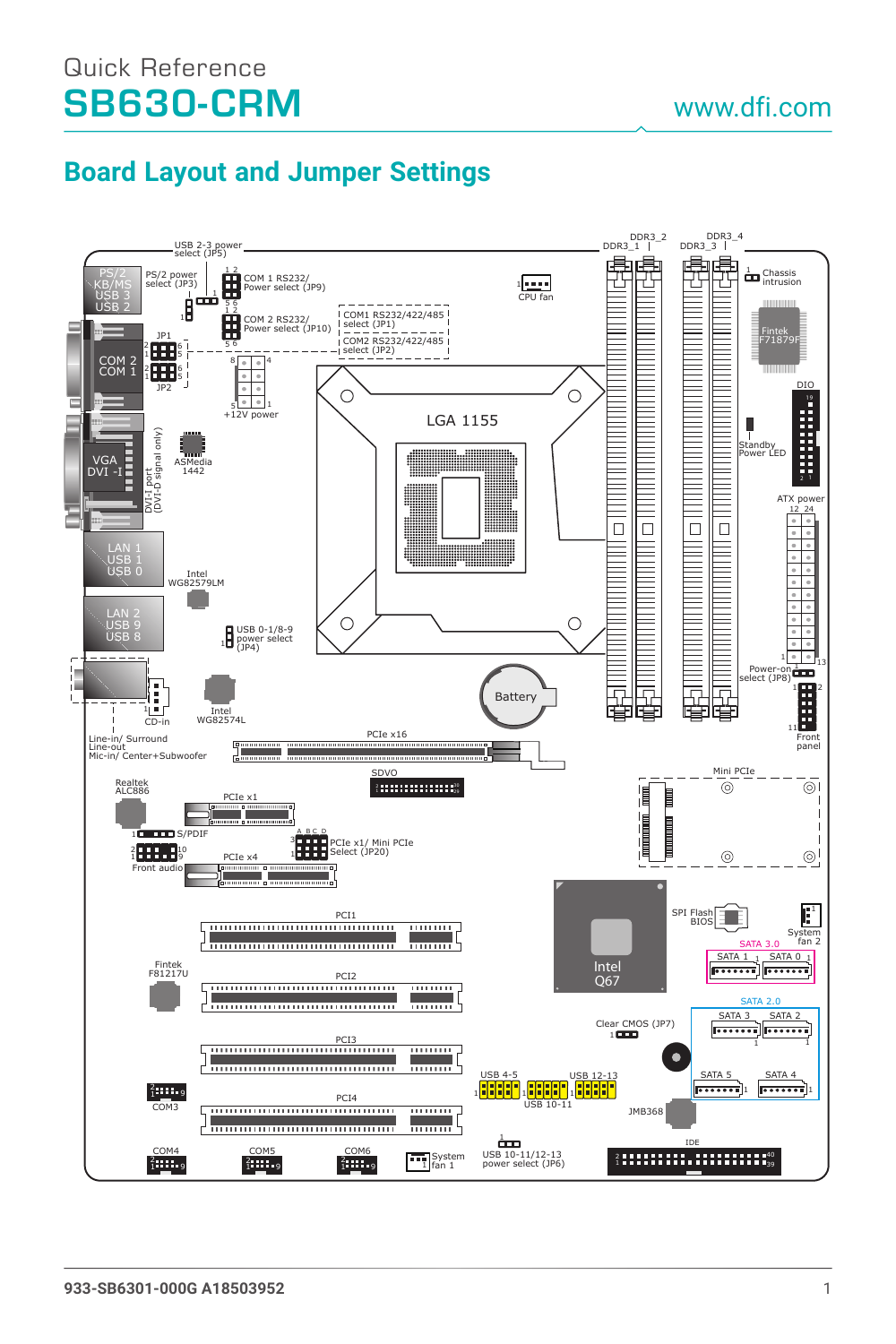Quick Reference

# SB630-CRM

www.dfi.com

## Board Layout and Jumper Settings

USB 2-3 power select (JP5)

PS/2 KB/MS USB 3 USB 2

PS/2 power select (JP3)

COM 1 RS232/ Power select (JP9)

COM 2 RS232/ Power select (JP10)

COM1 RS232/422/485 select (JP1)

COM2 RS232/422/485 select (JP2)

CPU fan

DDR3_2 DDR3_1 DDR3_4 DDR3_3

Chassis intrusion

Fintek F71879F

DIO

JP1

COM 2 COM 1

JP2

+12V power

LGA 1155

Standby Power LED

VGA DVI -I

DVI-I port (DVI-D signal only)

ASMedia 1442

ATX power

LAN 1 USB 1 USB 0

Intel WG82579LM

LAN 2 USB 9 USB 8

USB 0-1/8-9 power select (JP4)

Power-on select (JP8)

CD-in

Intel WG82574L

Battery

Front panel

Line-in/ Surround Line-out Mic-in/ Center+Subwoofer

PCIe x16

SDVO

Realtek ALC886

PCIe x1

Mini PCIe

S/PDIF

PCIe x1/ Mini PCIe Select (JP20)

Front audio

PCIe x4

PCI1

SPI Flash BIOS

System fan 2

Intel Q67

SATA 3.0

SATA 1 SATA 0

Fintek F81217U

PCI2

SATA 2.0

SATA 3 SATA 2

Clear CMOS (JP7)

PCI3

SATA 5 SATA 4

USB 4-5 USB 12-13

USB 10-11

COM3

PCI4

JMB368

IDE

COM4 COM5 COM6

System fan 1

USB 10-11/12-13 power select (JP6)

933-SB6301-000G A18503952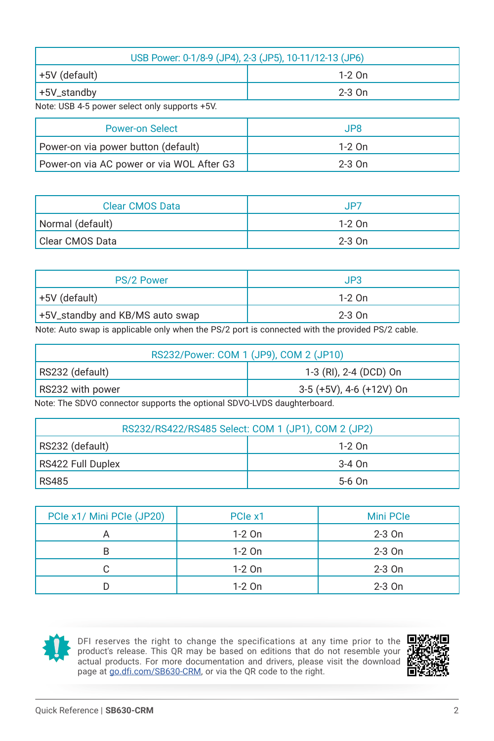| USB Power: 0-1/8-9 (JP4), 2-3 (JP5), 10-11/12-13 (JP6) | |
|---|---|
| +5V (default) | 1-2 On |
| +5V_standby | 2-3 On |

Note: USB 4-5 power select only supports +5V.

| Power-on Select | JP8 |
|---|---|
| Power-on via power button (default) | 1-2 On |
| Power-on via AC power or via WOL After G3 | 2-3 On |

| Clear CMOS Data | JP7 |
|---|---|
| Normal (default) | 1-2 On |
| Clear CMOS Data | 2-3 On |

| PS/2 Power | JP3 |
|---|---|
| +5V (default) | 1-2 On |
| +5V_standby and KB/MS auto swap | 2-3 On |

Note: Auto swap is applicable only when the PS/2 port is connected with the provided PS/2 cable.

| RS232/Power: COM 1 (JP9), COM 2 (JP10) | |
|---|---|
| RS232 (default) | 1-3 (RI), 2-4 (DCD) On |
| RS232 with power | 3-5 (+5V), 4-6 (+12V) On |

Note: The SDVO connector supports the optional SDVO-LVDS daughterboard.

| RS232/RS422/RS485 Select: COM 1 (JP1), COM 2 (JP2) | |
|---|---|
| RS232 (default) | 1-2 On |
| RS422 Full Duplex | 3-4 On |
| RS485 | 5-6 On |

| PCIe x1/ Mini PCIe (JP20) | PCIe x1 | Mini PCIe |
|---|---|---|
| A | 1-2 On | 2-3 On |
| B | 1-2 On | 2-3 On |
| C | 1-2 On | 2-3 On |
| D | 1-2 On | 2-3 On |

DFI reserves the right to change the specifications at any time prior to the product's release. This QR may be based on editions that do not resemble your actual products. For more documentation and drivers, please visit the download page at go.dfi.com/SB630-CRM, or via the QR code to the right.